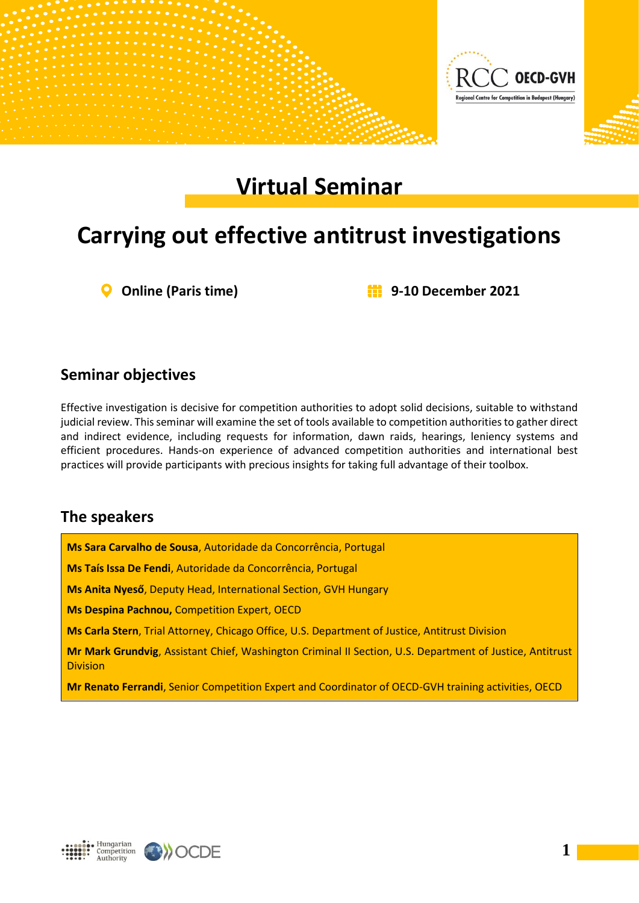# Virtual Seminar

## Carrying out effective antitrust investigations

**Online (Paris time)**

**9-10 December 2021**

### Seminar objectives

Effective investigation is decisive for competition authorities to adopt solid decisions, suitable to withstand judicial review. This seminar will examine the set of tools available to competition authorities to gather direct and indirect evidence, including requests for information, dawn raids, hearings, leniency systems and efficient procedures. Hands-on experience of advanced competition authorities and international best practices will provide participants with precious insights for taking full advantage of their toolbox.

### The speakers

**Ms Sara Carvalho de Sousa**, Autoridade da Concorrência, Portugal

**Ms Taís Issa De Fendi**, Autoridade da Concorrência, Portugal

**Ms Anita Nyeső**, Deputy Head, International Section, GVH Hungary

**Ms Despina Pachnou,** Competition Expert, OECD

**Ms Carla Stern**, Trial Attorney, Chicago Office, U.S. Department of Justice, Antitrust Division

**Mr Mark Grundvig**, Assistant Chief, Washington Criminal II Section, U.S. Department of Justice, Antitrust Division

**Mr Renato Ferrandi**, Senior Competition Expert and Coordinator of OECD-GVH training activities, OECD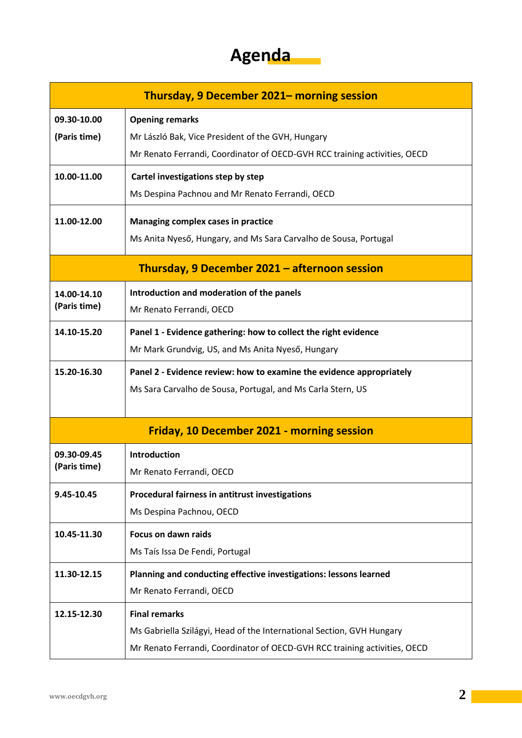# Agenda

| | |
|---|---|
| **Thursday, 9 December 2021– morning session** | |
| **09.30-10.00**<br>**(Paris time)** | **Opening remarks**<br>Mr László Bak, Vice President of the GVH, Hungary<br>Mr Renato Ferrandi, Coordinator of OECD-GVH RCC training activities, OECD |
| **10.00-11.00** | **Cartel investigations step by step**<br>Ms Despina Pachnou and Mr Renato Ferrandi, OECD |
| **11.00-12.00** | **Managing complex cases in practice**<br>Ms Anita Nyeső, Hungary, and Ms Sara Carvalho de Sousa, Portugal |
| **Thursday, 9 December 2021 – afternoon session** | |
| **14.00-14.10**<br>**(Paris time)** | **Introduction and moderation of the panels**<br>Mr Renato Ferrandi, OECD |
| **14.10-15.20** | **Panel 1 - Evidence gathering: how to collect the right evidence**<br>Mr Mark Grundvig, US, and Ms Anita Nyeső, Hungary |
| **15.20-16.30** | **Panel 2 - Evidence review: how to examine the evidence appropriately**<br>Ms Sara Carvalho de Sousa, Portugal, and Ms Carla Stern, US |
| **Friday, 10 December 2021 - morning session** | |
| **09.30-09.45**<br>**(Paris time)** | **Introduction**<br>Mr Renato Ferrandi, OECD |
| **9.45-10.45** | **Procedural fairness in antitrust investigations**<br>Ms Despina Pachnou, OECD |
| **10.45-11.30** | **Focus on dawn raids**<br>Ms Taís Issa De Fendi, Portugal |
| **11.30-12.15** | **Planning and conducting effective investigations: lessons learned**<br>Mr Renato Ferrandi, OECD |
| **12.15-12.30** | **Final remarks**<br>Ms Gabriella Szilágyi, Head of the International Section, GVH Hungary<br>Mr Renato Ferrandi, Coordinator of OECD-GVH RCC training activities, OECD |

www.oecdgvh.org